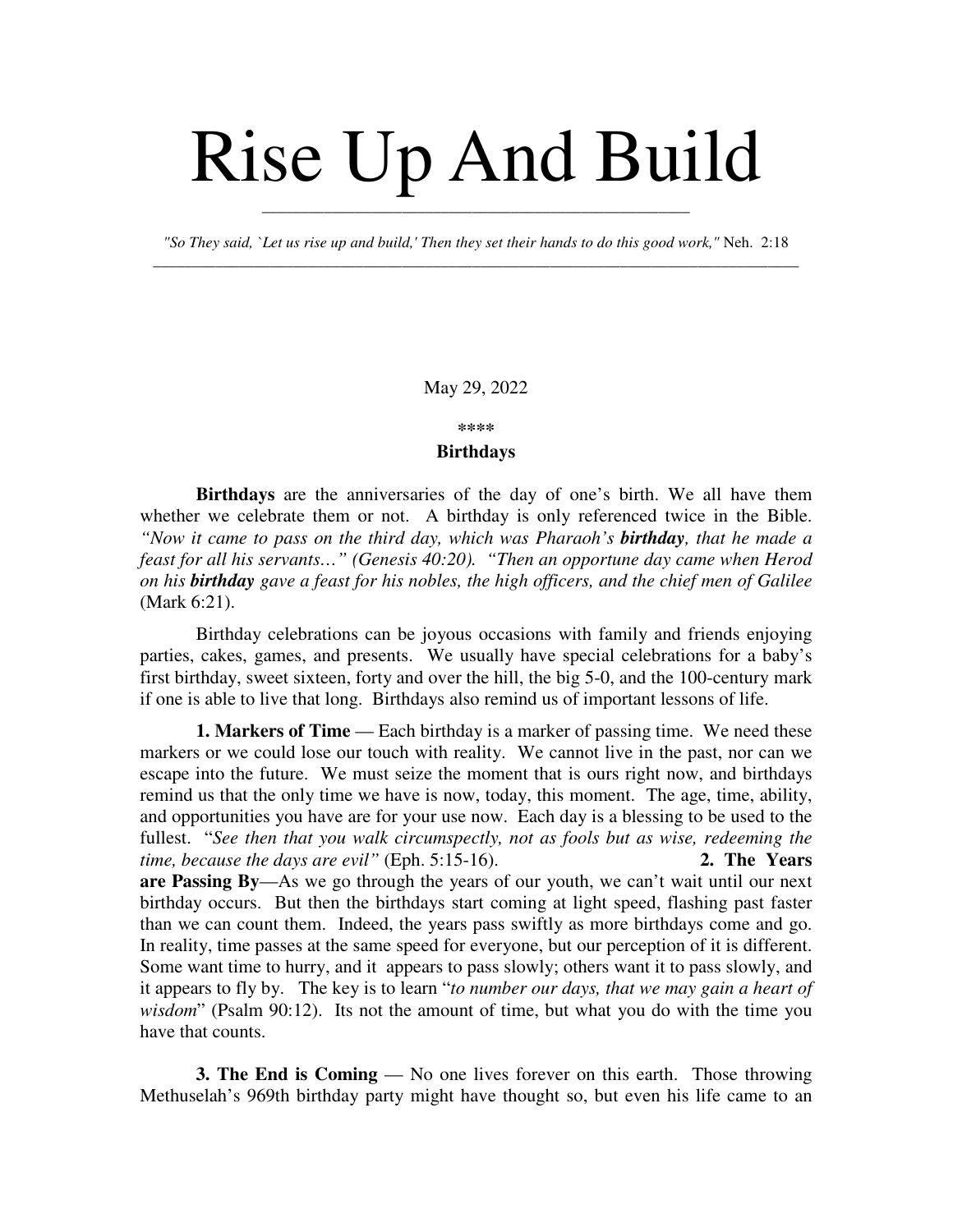# Rise Up And Build

*"So They said, `Let us rise up and build,' Then they set their hands to do this good work,"* Neh. 2:18

May 29, 2022

\*\*\*\*

**Birthdays**

**Birthdays** are the anniversaries of the day of one's birth. We all have them whether we celebrate them or not. A birthday is only referenced twice in the Bible. *"Now it came to pass on the third day, which was Pharaoh's **birthday**, that he made a feast for all his servants…" (Genesis 40:20). "Then an opportune day came when Herod on his **birthday** gave a feast for his nobles, the high officers, and the chief men of Galilee* (Mark 6:21).

Birthday celebrations can be joyous occasions with family and friends enjoying parties, cakes, games, and presents. We usually have special celebrations for a baby's first birthday, sweet sixteen, forty and over the hill, the big 5-0, and the 100-century mark if one is able to live that long. Birthdays also remind us of important lessons of life.

**1. Markers of Time** — Each birthday is a marker of passing time. We need these markers or we could lose our touch with reality. We cannot live in the past, nor can we escape into the future. We must seize the moment that is ours right now, and birthdays remind us that the only time we have is now, today, this moment. The age, time, ability, and opportunities you have are for your use now. Each day is a blessing to be used to the fullest. "*See then that you walk circumspectly, not as fools but as wise, redeeming the time, because the days are evil"* (Eph. 5:15-16).

**2. The Years are Passing By**—As we go through the years of our youth, we can't wait until our next birthday occurs. But then the birthdays start coming at light speed, flashing past faster than we can count them. Indeed, the years pass swiftly as more birthdays come and go. In reality, time passes at the same speed for everyone, but our perception of it is different. Some want time to hurry, and it appears to pass slowly; others want it to pass slowly, and it appears to fly by. The key is to learn "*to number our days, that we may gain a heart of wisdom*" (Psalm 90:12). Its not the amount of time, but what you do with the time you have that counts.

**3. The End is Coming** — No one lives forever on this earth. Those throwing Methuselah's 969th birthday party might have thought so, but even his life came to an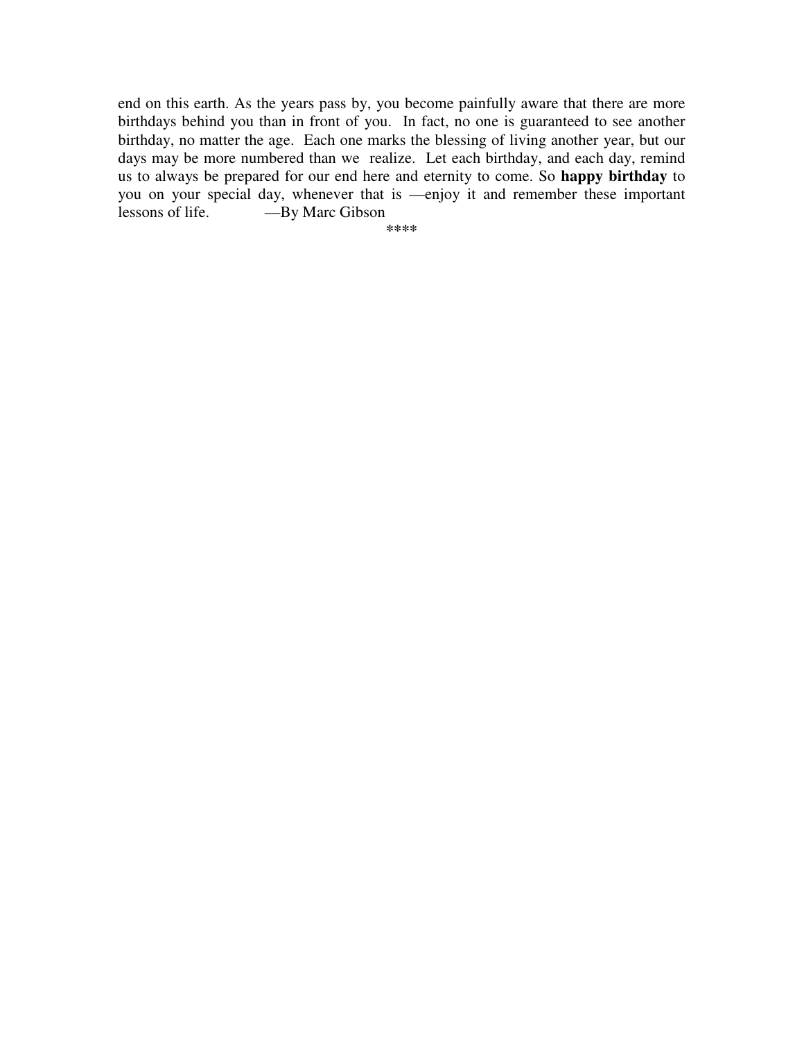end on this earth. As the years pass by, you become painfully aware that there are more birthdays behind you than in front of you. In fact, no one is guaranteed to see another birthday, no matter the age. Each one marks the blessing of living another year, but our days may be more numbered than we realize. Let each birthday, and each day, remind us to always be prepared for our end here and eternity to come. So **happy birthday** to you on your special day, whenever that is —enjoy it and remember these important lessons of life. —By Marc Gibson

****